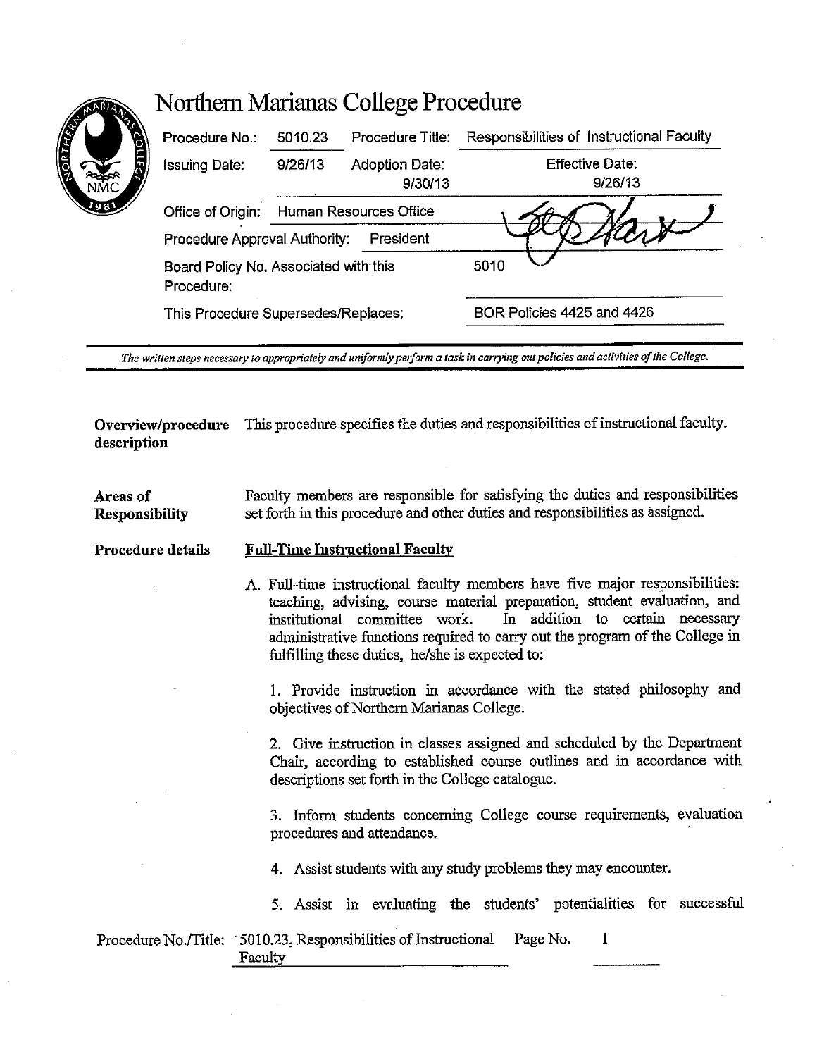# Northern Marianas College Procedure

| Procedure No.: | 5010.23 | Procedure Title: | Responsibilities of Instructional Faculty |
|---|---|---|---|
| Issuing Date: | 9/26/13 | Adoption Date: 9/30/13 | Effective Date: 9/26/13 |
| Office of Origin: | Human Resources Office | | |
| Procedure Approval Authority: | President | | |
| Board Policy No. Associated with this Procedure: | | | 5010 |
| This Procedure Supersedes/Replaces: | | | BOR Policies 4425 and 4426 |

*The written steps necessary to appropriately and uniformly perform a task in carrying out policies and activities of the College.*

**Overview/procedure description**

This procedure specifies the duties and responsibilities of instructional faculty.

**Areas of Responsibility**

Faculty members are responsible for satisfying the duties and responsibilities set forth in this procedure and other duties and responsibilities as assigned.

**Procedure details**

**Full-Time Instructional Faculty**

A. Full-time instructional faculty members have five major responsibilities: teaching, advising, course material preparation, student evaluation, and institutional committee work. In addition to certain necessary administrative functions required to carry out the program of the College in fulfilling these duties, he/she is expected to:

1. Provide instruction in accordance with the stated philosophy and objectives of Northern Marianas College.

2. Give instruction in classes assigned and scheduled by the Department Chair, according to established course outlines and in accordance with descriptions set forth in the College catalogue.

3. Inform students concerning College course requirements, evaluation procedures and attendance.

4. Assist students with any study problems they may encounter.

5. Assist in evaluating the students' potentialities for successful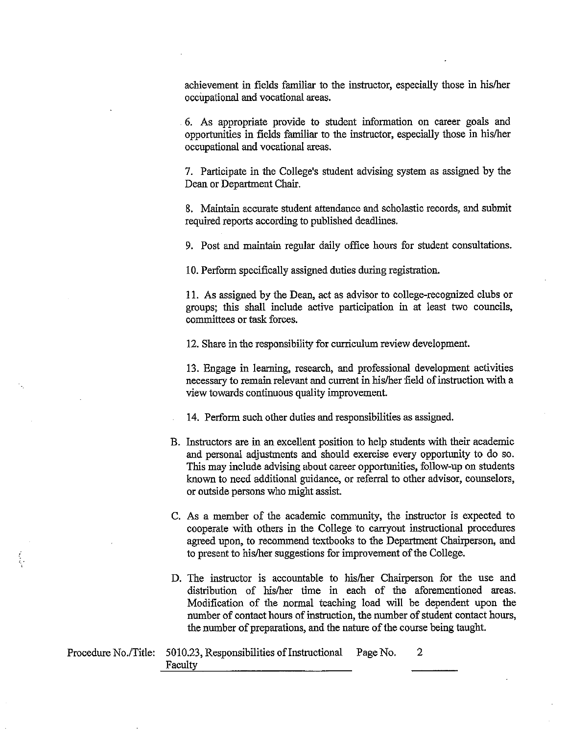achievement in fields familiar to the instructor, especially those in his/her occupational and vocational areas.

6. As appropriate provide to student information on career goals and opportunities in fields familiar to the instructor, especially those in his/her occupational and vocational areas.

7. Participate in the College's student advising system as assigned by the Dean or Department Chair.

8. Maintain accurate student attendance and scholastic records, and submit required reports according to published deadlines.

9. Post and maintain regular daily office hours for student consultations.

10. Perform specifically assigned duties during registration.

11. As assigned by the Dean, act as advisor to college-recognized clubs or groups; this shall include active participation in at least two councils, committees or task forces.

12. Share in the responsibility for curriculum review development.

13. Engage in learning, research, and professional development activities necessary to remain relevant and current in his/her field of instruction with a view towards continuous quality improvement.

14. Perform such other duties and responsibilities as assigned.

B. Instructors are in an excellent position to help students with their academic and personal adjustments and should exercise every opportunity to do so. This may include advising about career opportunities, follow-up on students known to need additional guidance, or referral to other advisor, counselors, or outside persons who might assist.

C. As a member of the academic community, the instructor is expected to cooperate with others in the College to carryout instructional procedures agreed upon, to recommend textbooks to the Department Chairperson, and to present to his/her suggestions for improvement of the College.

D. The instructor is accountable to his/her Chairperson for the use and distribution of his/her time in each of the aforementioned areas. Modification of the normal teaching load will be dependent upon the number of contact hours of instruction, the number of student contact hours, the number of preparations, and the nature of the course being taught.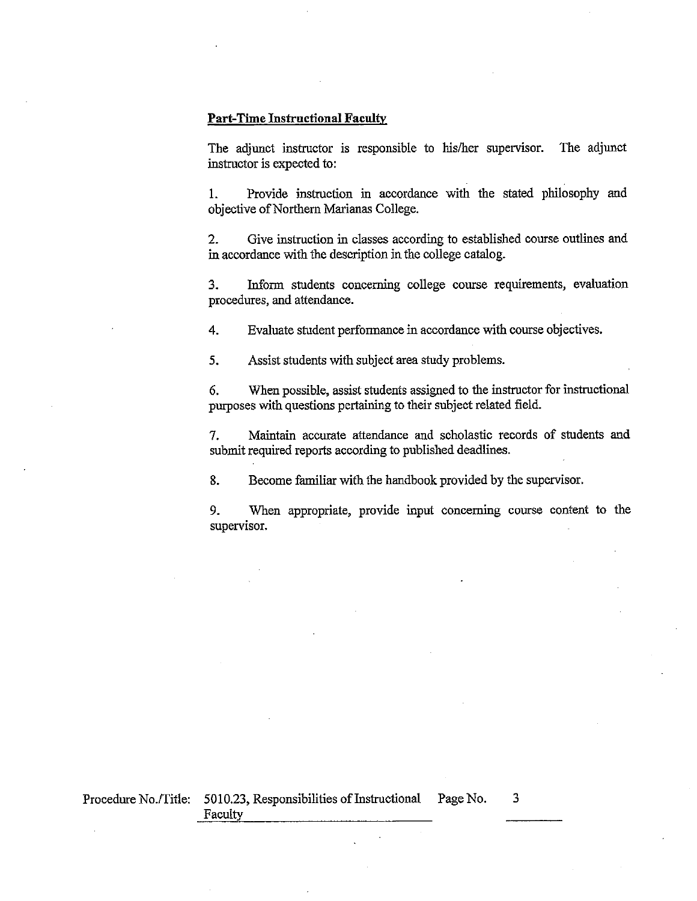**Part-Time Instructional Faculty**

The adjunct instructor is responsible to his/her supervisor. The adjunct instructor is expected to:

1. Provide instruction in accordance with the stated philosophy and objective of Northern Marianas College.

2. Give instruction in classes according to established course outlines and in accordance with the description in the college catalog.

3. Inform students concerning college course requirements, evaluation procedures, and attendance.

4. Evaluate student performance in accordance with course objectives.

5. Assist students with subject area study problems.

6. When possible, assist students assigned to the instructor for instructional purposes with questions pertaining to their subject related field.

7. Maintain accurate attendance and scholastic records of students and submit required reports according to published deadlines.

8. Become familiar with the handbook provided by the supervisor.

9. When appropriate, provide input concerning course content to the supervisor.